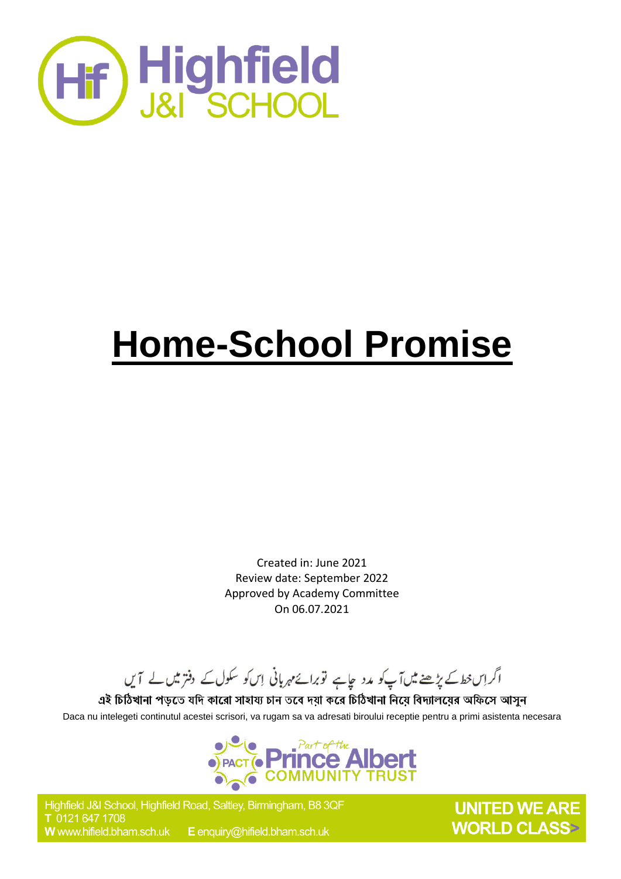# Home-School Promise

Created in: June 2021
Review date: September 2022
Approved by Academy Committee
On 06.07.2021

اگر اِس خط کے پڑھنے میں آپ کو مدد چاہیے تو برائے مہربانی اِس کو سکول کے دفتر میں لے آئیں

এই চিঠিখানা পড়তে যদি কারো সাহায্য চান তবে দয়া করে চিঠিখানা নিয়ে বিদ্যালয়ের অফিসে আসুন

Daca nu intelegeti continutul acestei scrisori, va rugam sa va adresati biroului receptie pentru a primi asistenta necesara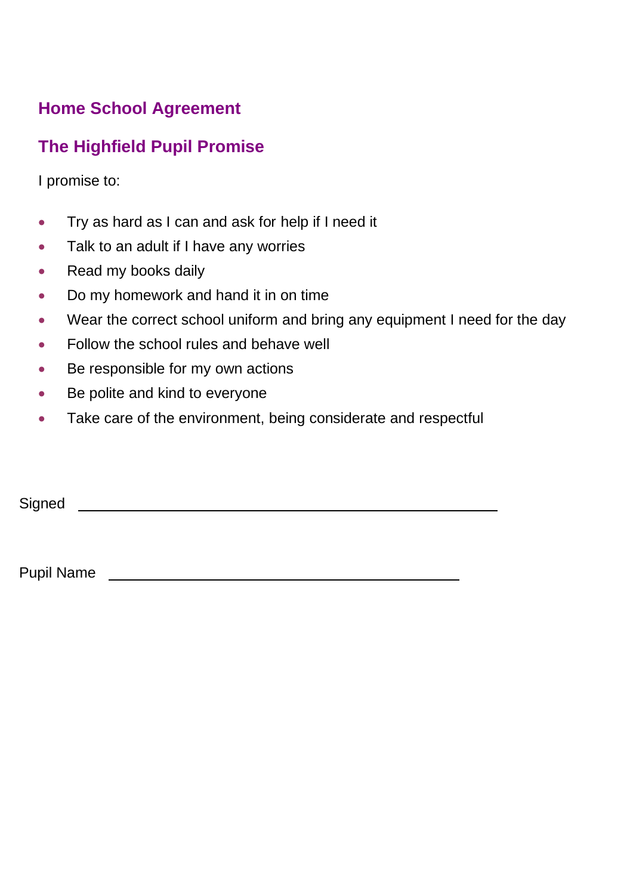## Home School Agreement

## The Highfield Pupil Promise

I promise to:

- Try as hard as I can and ask for help if I need it
- Talk to an adult if I have any worries
- Read my books daily
- Do my homework and hand it in on time
- Wear the correct school uniform and bring any equipment I need for the day
- Follow the school rules and behave well
- Be responsible for my own actions
- Be polite and kind to everyone
- Take care of the environment, being considerate and respectful

Signed ______________________________________________

Pupil Name ______________________________________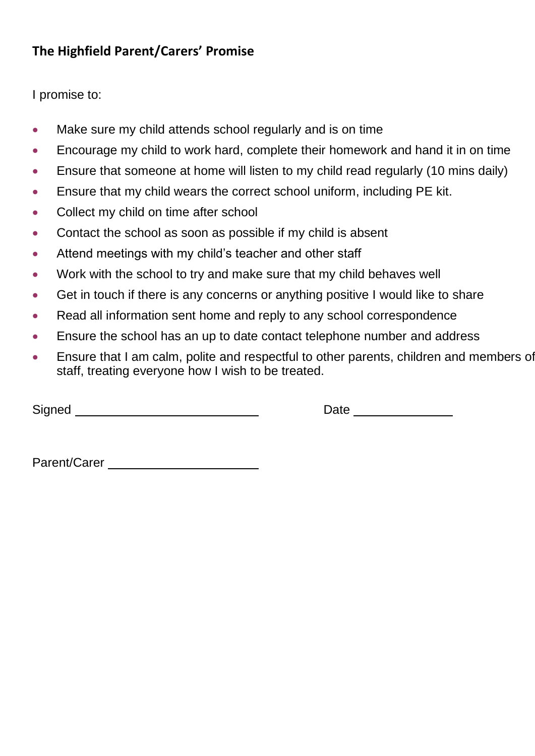### The Highfield Parent/Carers' Promise

I promise to:

- Make sure my child attends school regularly and is on time
- Encourage my child to work hard, complete their homework and hand it in on time
- Ensure that someone at home will listen to my child read regularly (10 mins daily)
- Ensure that my child wears the correct school uniform, including PE kit.
- Collect my child on time after school
- Contact the school as soon as possible if my child is absent
- Attend meetings with my child's teacher and other staff
- Work with the school to try and make sure that my child behaves well
- Get in touch if there is any concerns or anything positive I would like to share
- Read all information sent home and reply to any school correspondence
- Ensure the school has an up to date contact telephone number and address
- Ensure that I am calm, polite and respectful to other parents, children and members of staff, treating everyone how I wish to be treated.

Signed ____________________________ Date _______________

Parent/Carer ______________________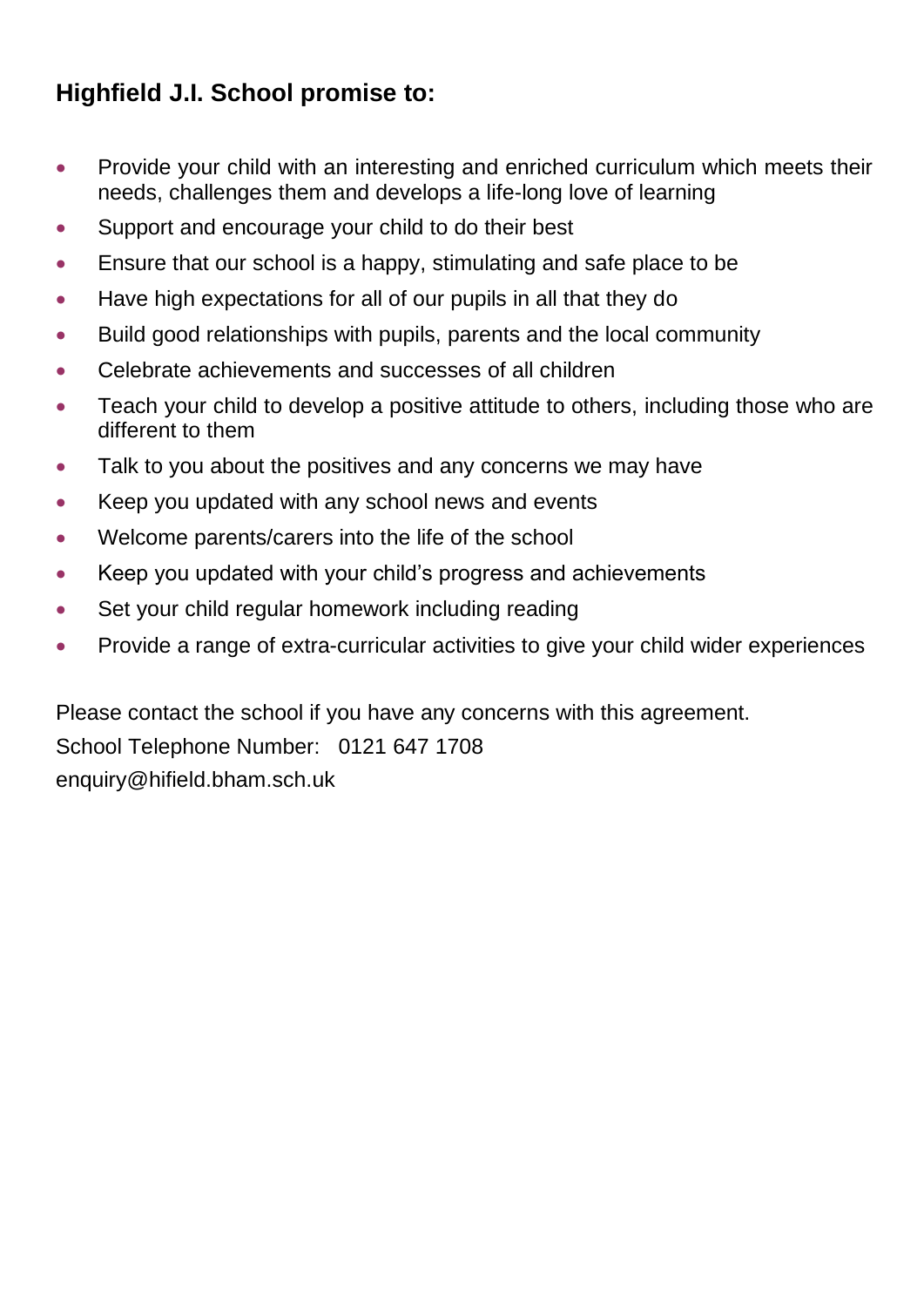## Highfield J.I. School promise to:

- Provide your child with an interesting and enriched curriculum which meets their needs, challenges them and develops a life-long love of learning
- Support and encourage your child to do their best
- Ensure that our school is a happy, stimulating and safe place to be
- Have high expectations for all of our pupils in all that they do
- Build good relationships with pupils, parents and the local community
- Celebrate achievements and successes of all children
- Teach your child to develop a positive attitude to others, including those who are different to them
- Talk to you about the positives and any concerns we may have
- Keep you updated with any school news and events
- Welcome parents/carers into the life of the school
- Keep you updated with your child's progress and achievements
- Set your child regular homework including reading
- Provide a range of extra-curricular activities to give your child wider experiences

Please contact the school if you have any concerns with this agreement.

School Telephone Number: 0121 647 1708

enquiry@hifield.bham.sch.uk